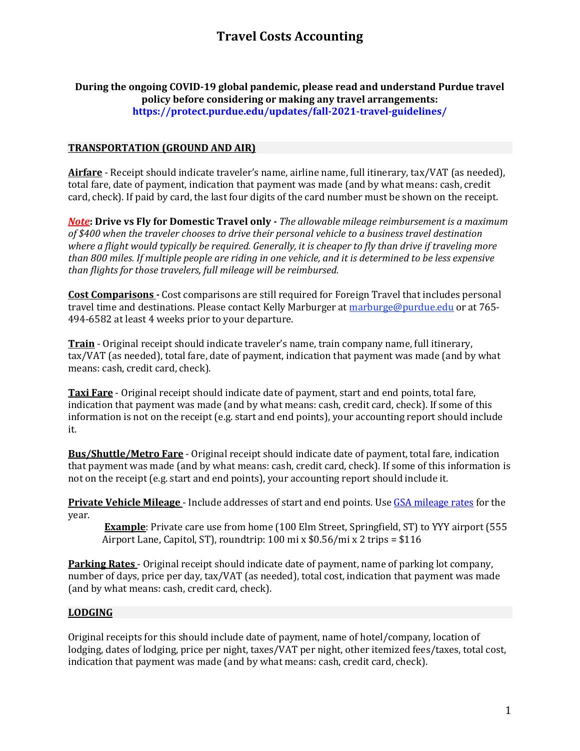# Travel Costs Accounting

**During the ongoing COVID-19 global pandemic, please read and understand Purdue travel policy before considering or making any travel arrangements:**
**https://protect.purdue.edu/updates/fall-2021-travel-guidelines/**

## TRANSPORTATION (GROUND AND AIR)

**Airfare** - Receipt should indicate traveler's name, airline name, full itinerary, tax/VAT (as needed), total fare, date of payment, indication that payment was made (and by what means: cash, credit card, check). If paid by card, the last four digits of the card number must be shown on the receipt.

***Note*: Drive vs Fly for Domestic Travel only -** *The allowable mileage reimbursement is a maximum of $400 when the traveler chooses to drive their personal vehicle to a business travel destination where a flight would typically be required. Generally, it is cheaper to fly than drive if traveling more than 800 miles. If multiple people are riding in one vehicle, and it is determined to be less expensive than flights for those travelers, full mileage will be reimbursed.*

**Cost Comparisons -** Cost comparisons are still required for Foreign Travel that includes personal travel time and destinations. Please contact Kelly Marburger at marburge@purdue.edu or at 765-494-6582 at least 4 weeks prior to your departure.

**Train** - Original receipt should indicate traveler's name, train company name, full itinerary, tax/VAT (as needed), total fare, date of payment, indication that payment was made (and by what means: cash, credit card, check).

**Taxi Fare** - Original receipt should indicate date of payment, start and end points, total fare, indication that payment was made (and by what means: cash, credit card, check). If some of this information is not on the receipt (e.g. start and end points), your accounting report should include it.

**Bus/Shuttle/Metro Fare** - Original receipt should indicate date of payment, total fare, indication that payment was made (and by what means: cash, credit card, check). If some of this information is not on the receipt (e.g. start and end points), your accounting report should include it.

**Private Vehicle Mileage** - Include addresses of start and end points. Use GSA mileage rates for the year.

> **Example**: Private care use from home (100 Elm Street, Springfield, ST) to YYY airport (555 Airport Lane, Capitol, ST), roundtrip: 100 mi x $0.56/mi x 2 trips = $116

**Parking Rates** - Original receipt should indicate date of payment, name of parking lot company, number of days, price per day, tax/VAT (as needed), total cost, indication that payment was made (and by what means: cash, credit card, check).

## LODGING

Original receipts for this should include date of payment, name of hotel/company, location of lodging, dates of lodging, price per night, taxes/VAT per night, other itemized fees/taxes, total cost, indication that payment was made (and by what means: cash, credit card, check).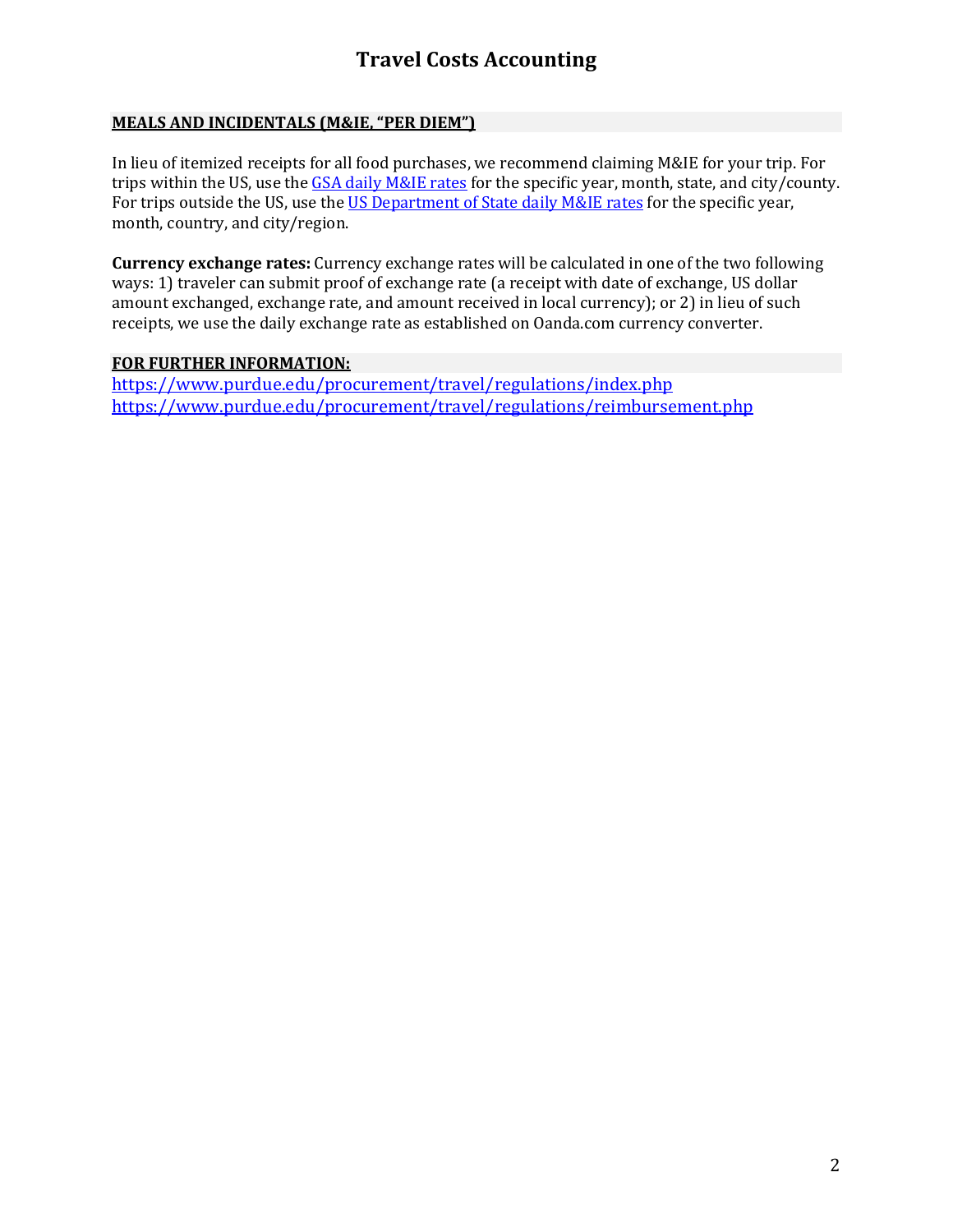# Travel Costs Accounting

## MEALS AND INCIDENTALS (M&IE, "PER DIEM")

In lieu of itemized receipts for all food purchases, we recommend claiming M&IE for your trip. For trips within the US, use the GSA daily M&IE rates for the specific year, month, state, and city/county. For trips outside the US, use the US Department of State daily M&IE rates for the specific year, month, country, and city/region.

**Currency exchange rates:** Currency exchange rates will be calculated in one of the two following ways: 1) traveler can submit proof of exchange rate (a receipt with date of exchange, US dollar amount exchanged, exchange rate, and amount received in local currency); or 2) in lieu of such receipts, we use the daily exchange rate as established on Oanda.com currency converter.

## FOR FURTHER INFORMATION:

https://www.purdue.edu/procurement/travel/regulations/index.php
https://www.purdue.edu/procurement/travel/regulations/reimbursement.php